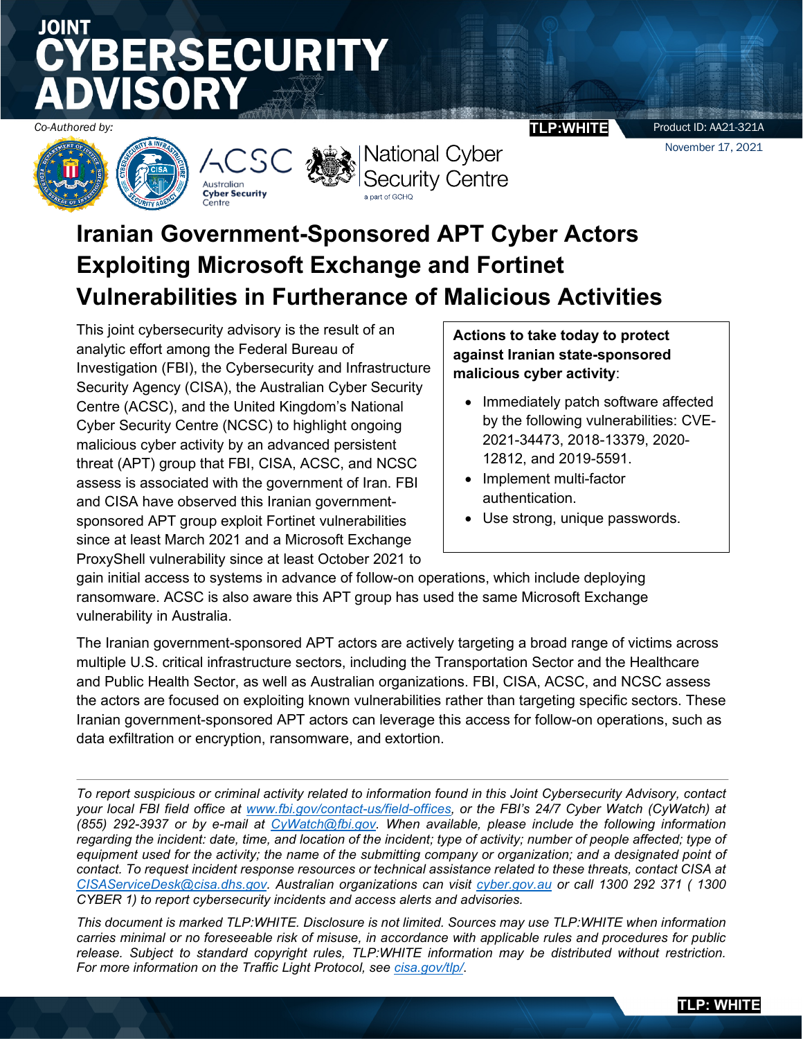# JOINT CYBERSECURITY ADVISORY

*Co-Authored by:*

TLP:WHITE

Product ID: AA21-321A

November 17, 2021

# Iranian Government-Sponsored APT Cyber Actors Exploiting Microsoft Exchange and Fortinet Vulnerabilities in Furtherance of Malicious Activities

This joint cybersecurity advisory is the result of an analytic effort among the Federal Bureau of Investigation (FBI), the Cybersecurity and Infrastructure Security Agency (CISA), the Australian Cyber Security Centre (ACSC), and the United Kingdom's National Cyber Security Centre (NCSC) to highlight ongoing malicious cyber activity by an advanced persistent threat (APT) group that FBI, CISA, ACSC, and NCSC assess is associated with the government of Iran. FBI and CISA have observed this Iranian government-sponsored APT group exploit Fortinet vulnerabilities since at least March 2021 and a Microsoft Exchange ProxyShell vulnerability since at least October 2021 to gain initial access to systems in advance of follow-on operations, which include deploying ransomware. ACSC is also aware this APT group has used the same Microsoft Exchange vulnerability in Australia.

**Actions to take today to protect against Iranian state-sponsored malicious cyber activity**:

- Immediately patch software affected by the following vulnerabilities: CVE-2021-34473, 2018-13379, 2020-12812, and 2019-5591.
- Implement multi-factor authentication.
- Use strong, unique passwords.

The Iranian government-sponsored APT actors are actively targeting a broad range of victims across multiple U.S. critical infrastructure sectors, including the Transportation Sector and the Healthcare and Public Health Sector, as well as Australian organizations. FBI, CISA, ACSC, and NCSC assess the actors are focused on exploiting known vulnerabilities rather than targeting specific sectors. These Iranian government-sponsored APT actors can leverage this access for follow-on operations, such as data exfiltration or encryption, ransomware, and extortion.

*To report suspicious or criminal activity related to information found in this Joint Cybersecurity Advisory, contact your local FBI field office at [www.fbi.gov/contact-us/field-offices](www.fbi.gov/contact-us/field-offices), or the FBI's 24/7 Cyber Watch (CyWatch) at (855) 292-3937 or by e-mail at [CyWatch@fbi.gov](mailto:CyWatch@fbi.gov). When available, please include the following information regarding the incident: date, time, and location of the incident; type of activity; number of people affected; type of equipment used for the activity; the name of the submitting company or organization; and a designated point of contact. To request incident response resources or technical assistance related to these threats, contact CISA at [CISAServiceDesk@cisa.dhs.gov](mailto:CISAServiceDesk@cisa.dhs.gov). Australian organizations can visit [cyber.gov.au](cyber.gov.au) or call 1300 292 371 ( 1300 CYBER 1) to report cybersecurity incidents and access alerts and advisories.*

*This document is marked TLP:WHITE. Disclosure is not limited. Sources may use TLP:WHITE when information carries minimal or no foreseeable risk of misuse, in accordance with applicable rules and procedures for public release. Subject to standard copyright rules, TLP:WHITE information may be distributed without restriction. For more information on the Traffic Light Protocol, see [cisa.gov/tlp/](cisa.gov/tlp/).*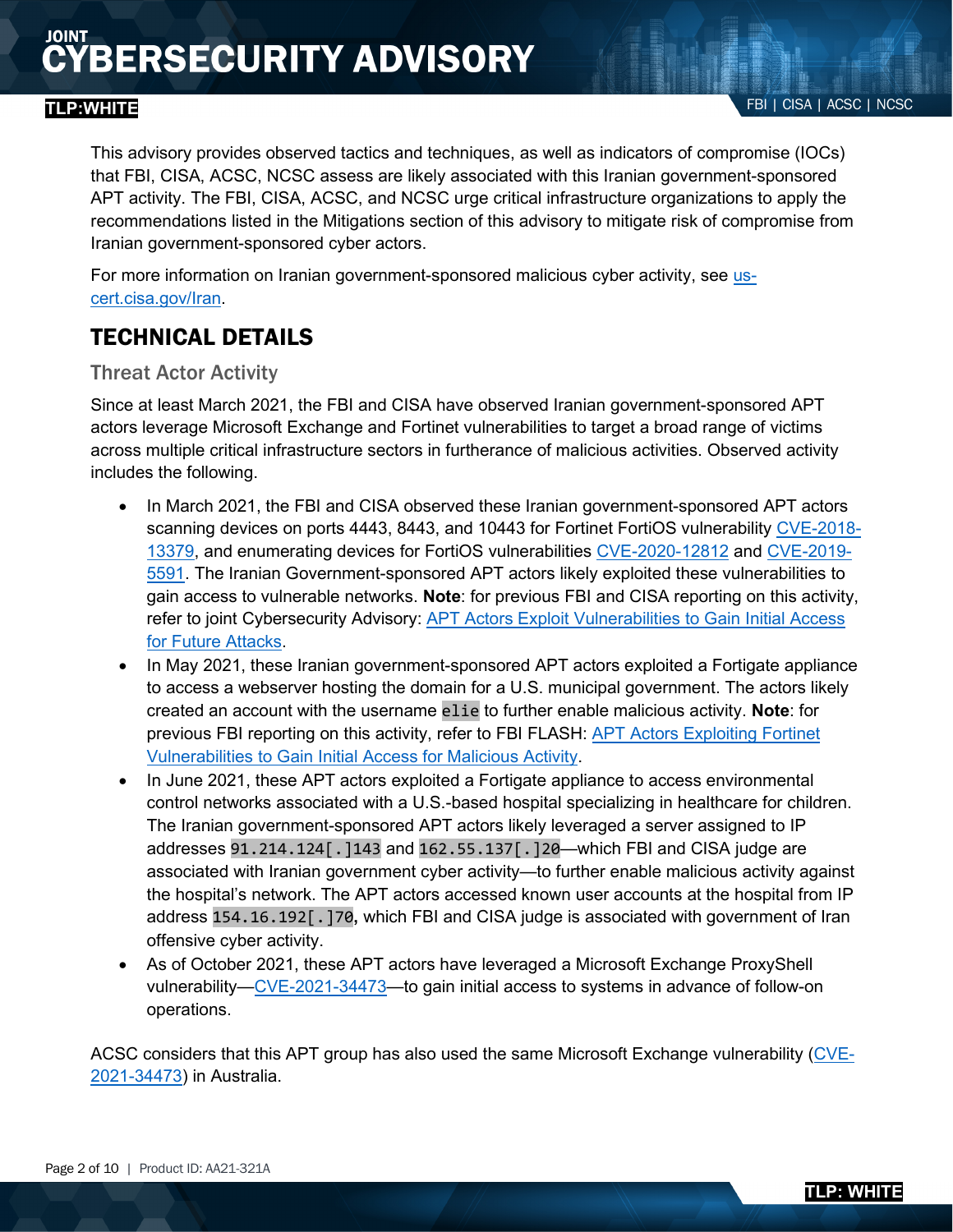This advisory provides observed tactics and techniques, as well as indicators of compromise (IOCs) that FBI, CISA, ACSC, NCSC assess are likely associated with this Iranian government-sponsored APT activity. The FBI, CISA, ACSC, and NCSC urge critical infrastructure organizations to apply the recommendations listed in the Mitigations section of this advisory to mitigate risk of compromise from Iranian government-sponsored cyber actors.

For more information on Iranian government-sponsored malicious cyber activity, see [us-cert.cisa.gov/Iran]().

## TECHNICAL DETAILS

### Threat Actor Activity

Since at least March 2021, the FBI and CISA have observed Iranian government-sponsored APT actors leverage Microsoft Exchange and Fortinet vulnerabilities to target a broad range of victims across multiple critical infrastructure sectors in furtherance of malicious activities. Observed activity includes the following.

- In March 2021, the FBI and CISA observed these Iranian government-sponsored APT actors scanning devices on ports 4443, 8443, and 10443 for Fortinet FortiOS vulnerability [CVE-2018-13379](), and enumerating devices for FortiOS vulnerabilities [CVE-2020-12812]() and [CVE-2019-5591](). The Iranian Government-sponsored APT actors likely exploited these vulnerabilities to gain access to vulnerable networks. **Note**: for previous FBI and CISA reporting on this activity, refer to joint Cybersecurity Advisory: [APT Actors Exploit Vulnerabilities to Gain Initial Access for Future Attacks]().
- In May 2021, these Iranian government-sponsored APT actors exploited a Fortigate appliance to access a webserver hosting the domain for a U.S. municipal government. The actors likely created an account with the username `elie` to further enable malicious activity. **Note**: for previous FBI reporting on this activity, refer to FBI FLASH: [APT Actors Exploiting Fortinet Vulnerabilities to Gain Initial Access for Malicious Activity]().
- In June 2021, these APT actors exploited a Fortigate appliance to access environmental control networks associated with a U.S.-based hospital specializing in healthcare for children. The Iranian government-sponsored APT actors likely leveraged a server assigned to IP addresses `91.214.124[.]143` and `162.55.137[.]20`—which FBI and CISA judge are associated with Iranian government cyber activity—to further enable malicious activity against the hospital's network. The APT actors accessed known user accounts at the hospital from IP address `154.16.192[.]70`**,** which FBI and CISA judge is associated with government of Iran offensive cyber activity.
- As of October 2021, these APT actors have leveraged a Microsoft Exchange ProxyShell vulnerability—[CVE-2021-34473]()—to gain initial access to systems in advance of follow-on operations.

ACSC considers that this APT group has also used the same Microsoft Exchange vulnerability ([CVE-2021-34473]()) in Australia.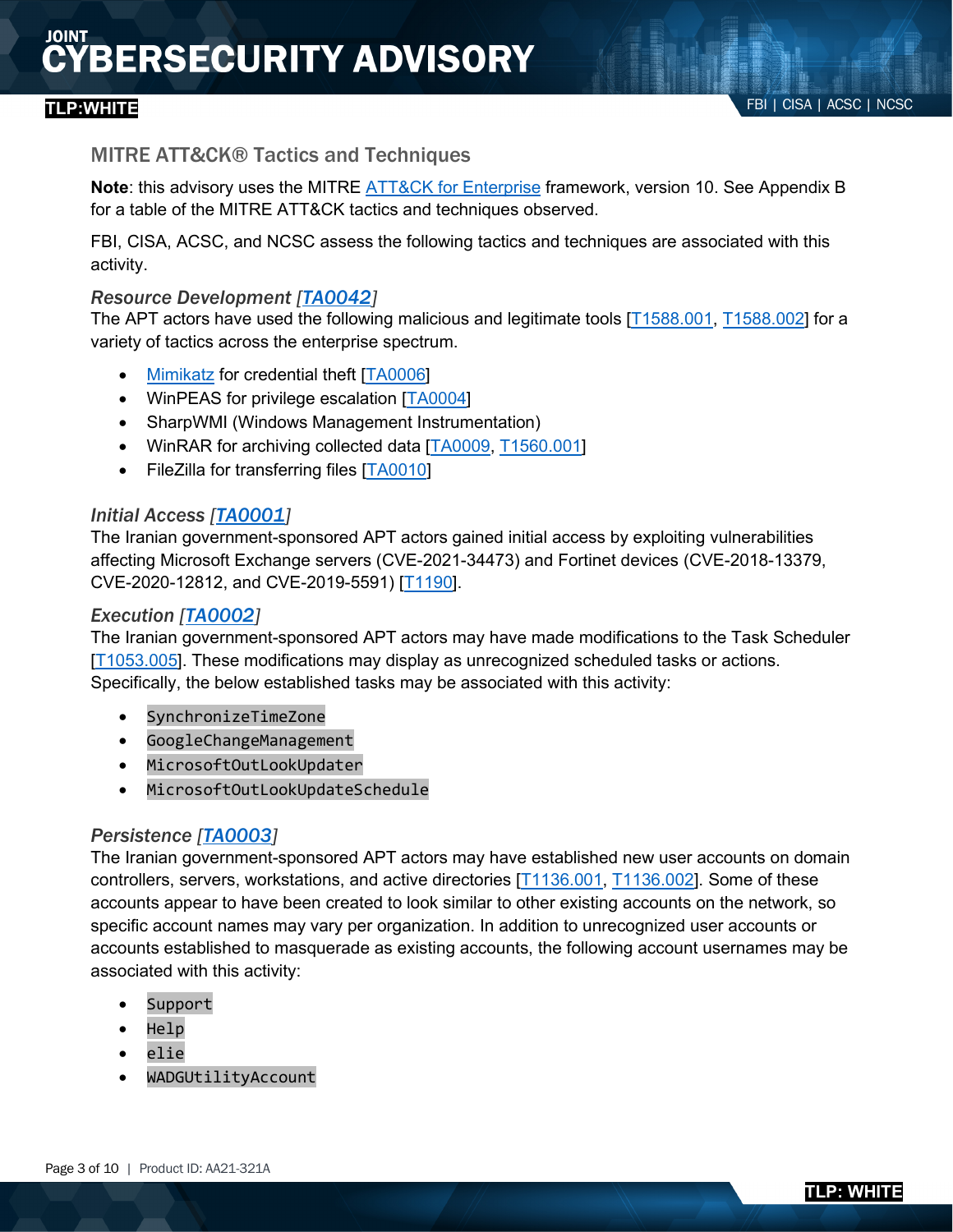## MITRE ATT&CK® Tactics and Techniques

**Note**: this advisory uses the MITRE ATT&CK for Enterprise framework, version 10. See Appendix B for a table of the MITRE ATT&CK tactics and techniques observed.

FBI, CISA, ACSC, and NCSC assess the following tactics and techniques are associated with this activity.

### *Resource Development [TA0042]*

The APT actors have used the following malicious and legitimate tools [T1588.001, T1588.002] for a variety of tactics across the enterprise spectrum.

- Mimikatz for credential theft [TA0006]
- WinPEAS for privilege escalation [TA0004]
- SharpWMI (Windows Management Instrumentation)
- WinRAR for archiving collected data [TA0009, T1560.001]
- FileZilla for transferring files [TA0010]

### *Initial Access [TA0001]*

The Iranian government-sponsored APT actors gained initial access by exploiting vulnerabilities affecting Microsoft Exchange servers (CVE-2021-34473) and Fortinet devices (CVE-2018-13379, CVE-2020-12812, and CVE-2019-5591) [T1190].

### *Execution [TA0002]*

The Iranian government-sponsored APT actors may have made modifications to the Task Scheduler [T1053.005]. These modifications may display as unrecognized scheduled tasks or actions. Specifically, the below established tasks may be associated with this activity:

- `SynchronizeTimeZone`
- `GoogleChangeManagement`
- `MicrosoftOutLookUpdater`
- `MicrosoftOutLookUpdateSchedule`

### *Persistence [TA0003]*

The Iranian government-sponsored APT actors may have established new user accounts on domain controllers, servers, workstations, and active directories [T1136.001, T1136.002]. Some of these accounts appear to have been created to look similar to other existing accounts on the network, so specific account names may vary per organization. In addition to unrecognized user accounts or accounts established to masquerade as existing accounts, the following account usernames may be associated with this activity:

- `Support`
- `Help`
- `elie`
- `WADGUtilityAccount`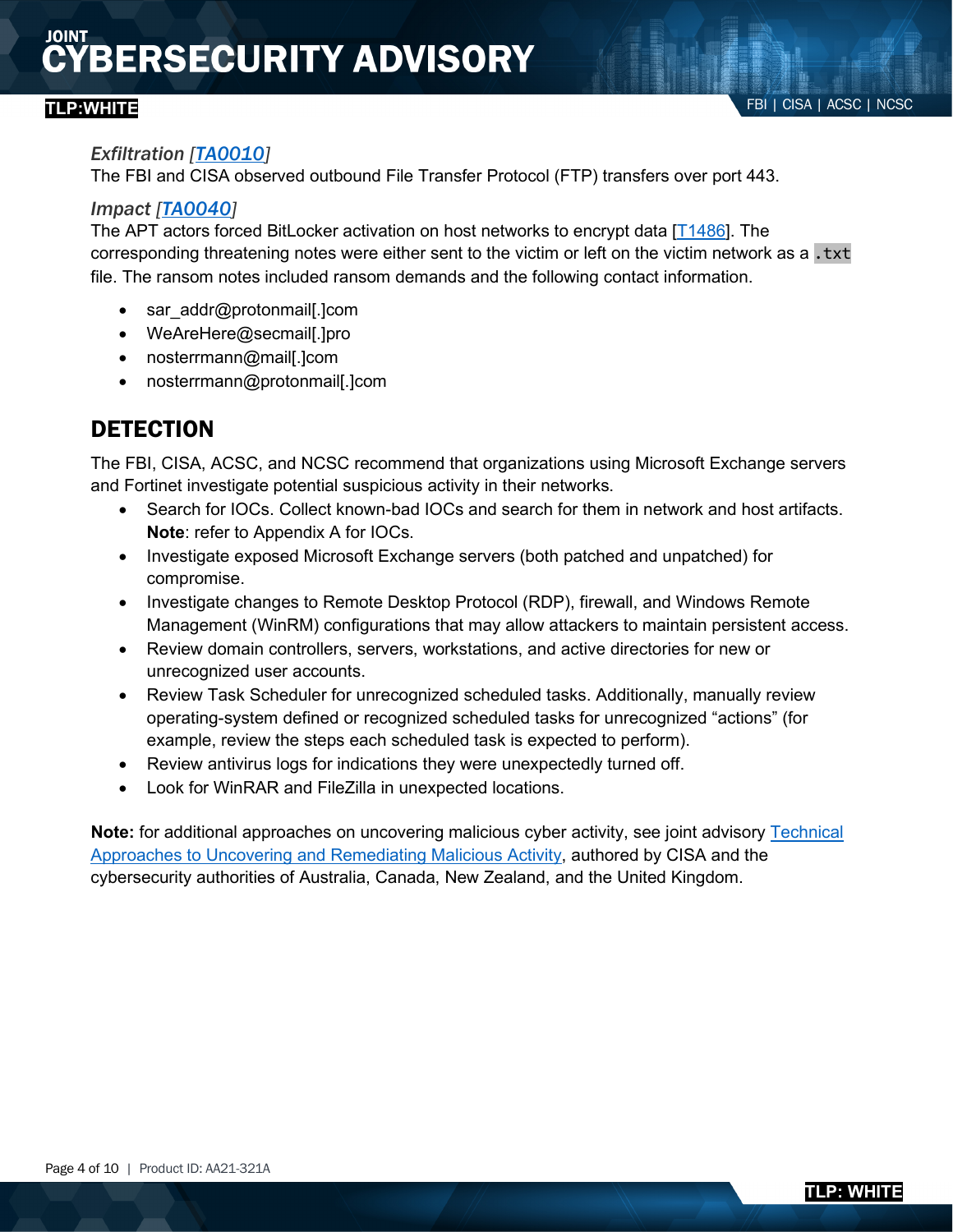### *Exfiltration [TA0010]*

The FBI and CISA observed outbound File Transfer Protocol (FTP) transfers over port 443.

### *Impact [TA0040]*

The APT actors forced BitLocker activation on host networks to encrypt data [T1486]. The corresponding threatening notes were either sent to the victim or left on the victim network as a `.txt` file. The ransom notes included ransom demands and the following contact information.

- sar_addr@protonmail[.]com
- WeAreHere@secmail[.]pro
- nosterrmann@mail[.]com
- nosterrmann@protonmail[.]com

## DETECTION

The FBI, CISA, ACSC, and NCSC recommend that organizations using Microsoft Exchange servers and Fortinet investigate potential suspicious activity in their networks.

- Search for IOCs. Collect known-bad IOCs and search for them in network and host artifacts. **Note**: refer to Appendix A for IOCs.
- Investigate exposed Microsoft Exchange servers (both patched and unpatched) for compromise.
- Investigate changes to Remote Desktop Protocol (RDP), firewall, and Windows Remote Management (WinRM) configurations that may allow attackers to maintain persistent access.
- Review domain controllers, servers, workstations, and active directories for new or unrecognized user accounts.
- Review Task Scheduler for unrecognized scheduled tasks. Additionally, manually review operating-system defined or recognized scheduled tasks for unrecognized "actions" (for example, review the steps each scheduled task is expected to perform).
- Review antivirus logs for indications they were unexpectedly turned off.
- Look for WinRAR and FileZilla in unexpected locations.

**Note:** for additional approaches on uncovering malicious cyber activity, see joint advisory Technical Approaches to Uncovering and Remediating Malicious Activity, authored by CISA and the cybersecurity authorities of Australia, Canada, New Zealand, and the United Kingdom.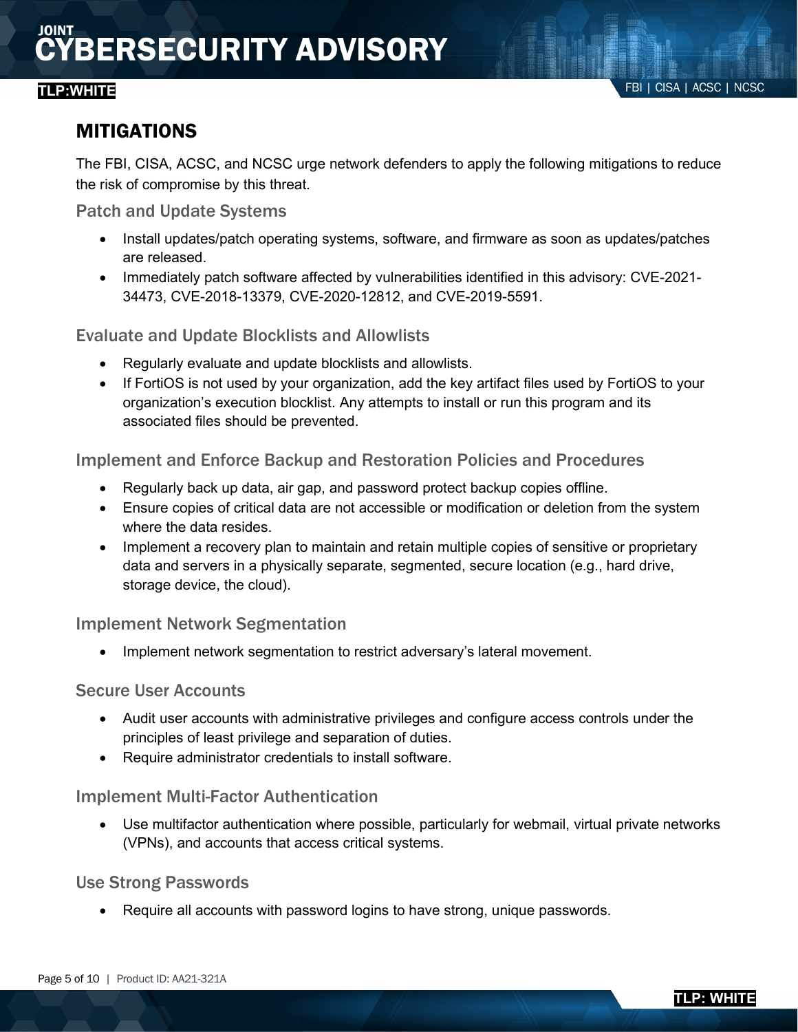## MITIGATIONS

The FBI, CISA, ACSC, and NCSC urge network defenders to apply the following mitigations to reduce the risk of compromise by this threat.

### Patch and Update Systems

- Install updates/patch operating systems, software, and firmware as soon as updates/patches are released.
- Immediately patch software affected by vulnerabilities identified in this advisory: CVE-2021-34473, CVE-2018-13379, CVE-2020-12812, and CVE-2019-5591.

### Evaluate and Update Blocklists and Allowlists

- Regularly evaluate and update blocklists and allowlists.
- If FortiOS is not used by your organization, add the key artifact files used by FortiOS to your organization's execution blocklist. Any attempts to install or run this program and its associated files should be prevented.

### Implement and Enforce Backup and Restoration Policies and Procedures

- Regularly back up data, air gap, and password protect backup copies offline.
- Ensure copies of critical data are not accessible or modification or deletion from the system where the data resides.
- Implement a recovery plan to maintain and retain multiple copies of sensitive or proprietary data and servers in a physically separate, segmented, secure location (e.g., hard drive, storage device, the cloud).

### Implement Network Segmentation

- Implement network segmentation to restrict adversary's lateral movement.

### Secure User Accounts

- Audit user accounts with administrative privileges and configure access controls under the principles of least privilege and separation of duties.
- Require administrator credentials to install software.

### Implement Multi-Factor Authentication

- Use multifactor authentication where possible, particularly for webmail, virtual private networks (VPNs), and accounts that access critical systems.

### Use Strong Passwords

- Require all accounts with password logins to have strong, unique passwords.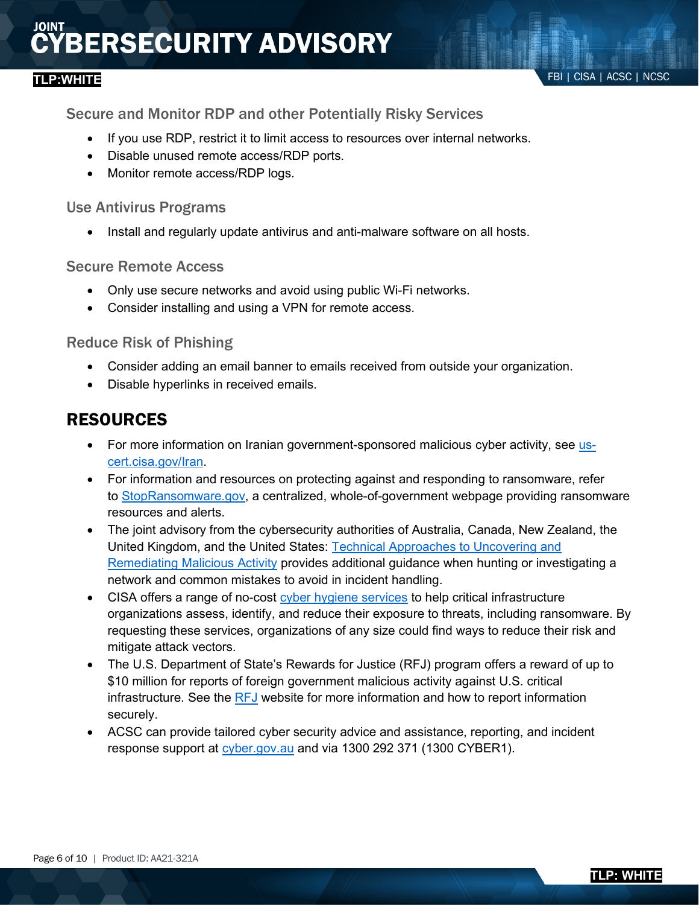### Secure and Monitor RDP and other Potentially Risky Services

- If you use RDP, restrict it to limit access to resources over internal networks.
- Disable unused remote access/RDP ports.
- Monitor remote access/RDP logs.

### Use Antivirus Programs

- Install and regularly update antivirus and anti-malware software on all hosts.

### Secure Remote Access

- Only use secure networks and avoid using public Wi-Fi networks.
- Consider installing and using a VPN for remote access.

### Reduce Risk of Phishing

- Consider adding an email banner to emails received from outside your organization.
- Disable hyperlinks in received emails.

## RESOURCES

- For more information on Iranian government-sponsored malicious cyber activity, see us-cert.cisa.gov/Iran.
- For information and resources on protecting against and responding to ransomware, refer to StopRansomware.gov, a centralized, whole-of-government webpage providing ransomware resources and alerts.
- The joint advisory from the cybersecurity authorities of Australia, Canada, New Zealand, the United Kingdom, and the United States: Technical Approaches to Uncovering and Remediating Malicious Activity provides additional guidance when hunting or investigating a network and common mistakes to avoid in incident handling.
- CISA offers a range of no-cost cyber hygiene services to help critical infrastructure organizations assess, identify, and reduce their exposure to threats, including ransomware. By requesting these services, organizations of any size could find ways to reduce their risk and mitigate attack vectors.
- The U.S. Department of State's Rewards for Justice (RFJ) program offers a reward of up to $10 million for reports of foreign government malicious activity against U.S. critical infrastructure. See the RFJ website for more information and how to report information securely.
- ACSC can provide tailored cyber security advice and assistance, reporting, and incident response support at cyber.gov.au and via 1300 292 371 (1300 CYBER1).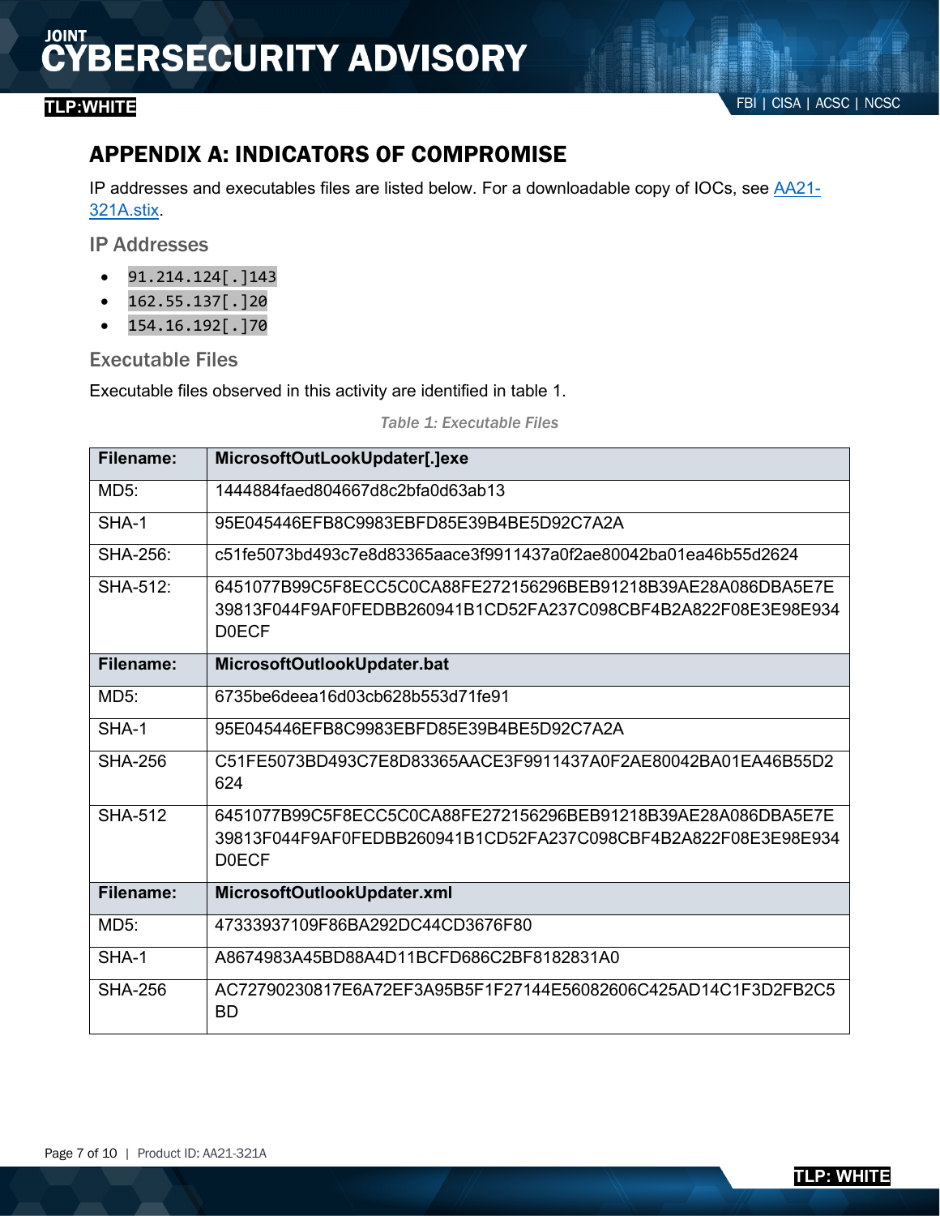## APPENDIX A: INDICATORS OF COMPROMISE

IP addresses and executables files are listed below. For a downloadable copy of IOCs, see AA21-321A.stix.

### IP Addresses

- `91.214.124[.]143`
- `162.55.137[.]20`
- `154.16.192[.]70`

### Executable Files

Executable files observed in this activity are identified in table 1.

*Table 1: Executable Files*

| **Filename:** | **MicrosoftOutLookUpdater[.]exe** |
|---|---|
| MD5: | 1444884faed804667d8c2bfa0d63ab13 |
| SHA-1 | 95E045446EFB8C9983EBFD85E39B4BE5D92C7A2A |
| SHA-256: | c51fe5073bd493c7e8d83365aace3f9911437a0f2ae80042ba01ea46b55d2624 |
| SHA-512: | 6451077B99C5F8ECC5C0CA88FE272156296BEB91218B39AE28A086DBA5E7E39813F044F9AF0FEDBB260941B1CD52FA237C098CBF4B2A822F08E3E98E934D0ECF |
| **Filename:** | **MicrosoftOutlookUpdater.bat** |
| MD5: | 6735be6deea16d03cb628b553d71fe91 |
| SHA-1 | 95E045446EFB8C9983EBFD85E39B4BE5D92C7A2A |
| SHA-256 | C51FE5073BD493C7E8D83365AACE3F9911437A0F2AE80042BA01EA46B55D2624 |
| SHA-512 | 6451077B99C5F8ECC5C0CA88FE272156296BEB91218B39AE28A086DBA5E7E39813F044F9AF0FEDBB260941B1CD52FA237C098CBF4B2A822F08E3E98E934D0ECF |
| **Filename:** | **MicrosoftOutlookUpdater.xml** |
| MD5: | 47333937109F86BA292DC44CD3676F80 |
| SHA-1 | A8674983A45BD88A4D11BCFD686C2BF8182831A0 |
| SHA-256 | AC72790230817E6A72EF3A95B5F1F27144E56082606C425AD14C1F3D2FB2C5BD |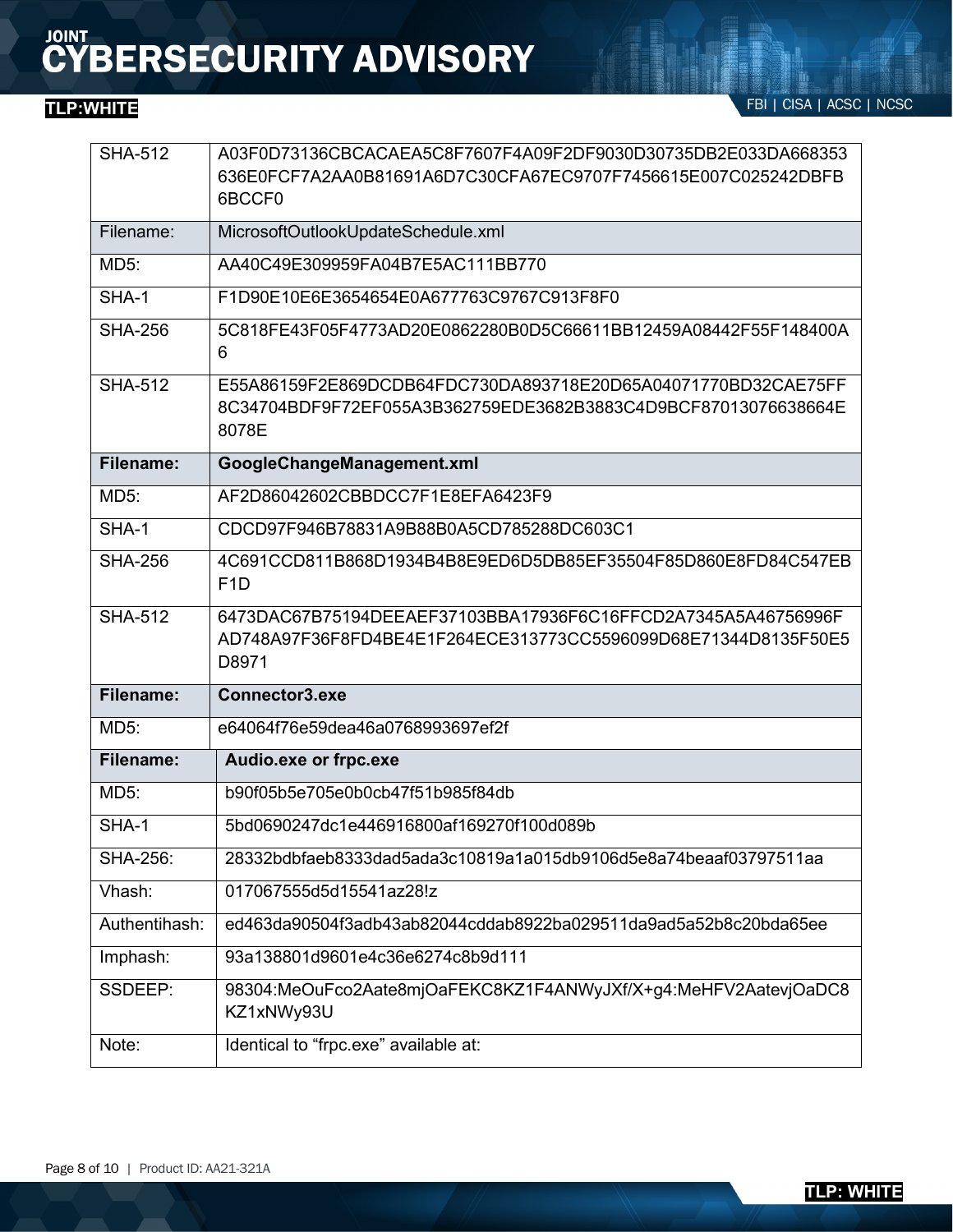| | |
|---|---|
| SHA-512 | A03F0D73136CBCACAEA5C8F7607F4A09F2DF9030D30735DB2E033DA668353636E0FCF7A2AA0B81691A6D7C30CFA67EC9707F7456615E007C025242DBFB6BCCF0 |
| Filename: | MicrosoftOutlookUpdateSchedule.xml |
| MD5: | AA40C49E309959FA04B7E5AC111BB770 |
| SHA-1 | F1D90E10E6E3654654E0A677763C9767C913F8F0 |
| SHA-256 | 5C818FE43F05F4773AD20E0862280B0D5C66611BB12459A08442F55F148400A6 |
| SHA-512 | E55A86159F2E869DCDB64FDC730DA893718E20D65A04071770BD32CAE75FF8C34704BDF9F72EF055A3B362759EDE3682B3883C4D9BCF87013076638664E8078E |
| **Filename:** | **GoogleChangeManagement.xml** |
| MD5: | AF2D86042602CBBDCC7F1E8EFA6423F9 |
| SHA-1 | CDCD97F946B78831A9B88B0A5CD785288DC603C1 |
| SHA-256 | 4C691CCD811B868D1934B4B8E9ED6D5DB85EF35504F85D860E8FD84C547EBF1D |
| SHA-512 | 6473DAC67B75194DEEAEF37103BBA17936F6C16FFCD2A7345A5A46756996FAD748A97F36F8FD4BE4E1F264ECE313773CC5596099D68E71344D8135F50E5D8971 |
| **Filename:** | **Connector3.exe** |
| MD5: | e64064f76e59dea46a0768993697ef2f |
| **Filename:** | **Audio.exe or frpc.exe** |
| MD5: | b90f05b5e705e0b0cb47f51b985f84db |
| SHA-1 | 5bd0690247dc1e446916800af169270f100d089b |
| SHA-256: | 28332bdbfaeb8333dad5ada3c10819a1a015db9106d5e8a74beaaf03797511aa |
| Vhash: | 017067555d5d15541az28!z |
| Authentihash: | ed463da90504f3adb43ab82044cddab8922ba029511da9ad5a52b8c20bda65ee |
| Imphash: | 93a138801d9601e4c36e6274c8b9d111 |
| SSDEEP: | 98304:MeOuFco2Aate8mjOaFEKC8KZ1F4ANWyJXf/X+g4:MeHFV2AatevjOaDC8KZ1xNWy93U |
| Note: | Identical to “frpc.exe” available at: |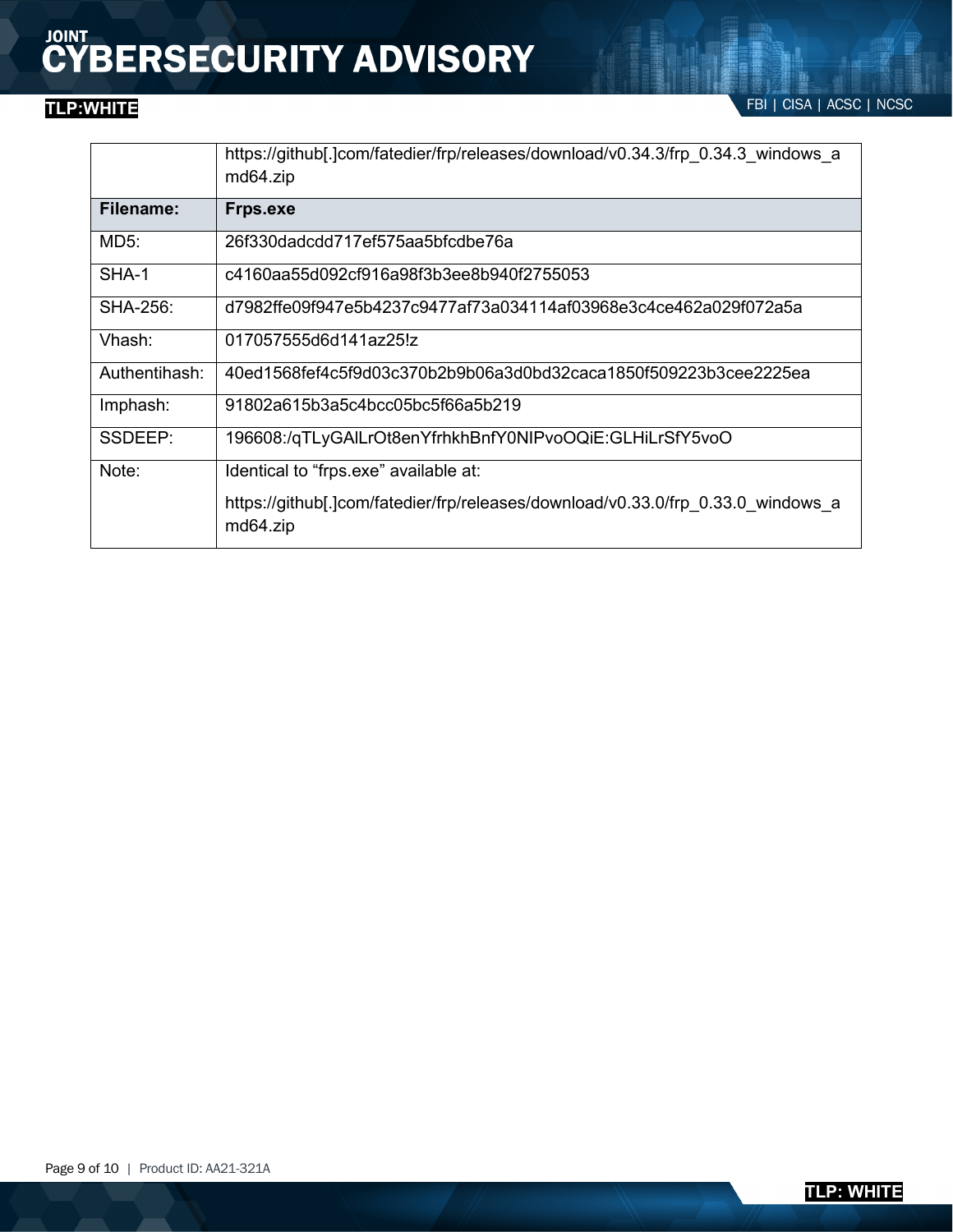| | |
|---|---|
| | https://github[.]com/fatedier/frp/releases/download/v0.34.3/frp_0.34.3_windows_amd64.zip |
| **Filename:** | **Frps.exe** |
| MD5: | 26f330dadcdd717ef575aa5bfcdbe76a |
| SHA-1 | c4160aa55d092cf916a98f3b3ee8b940f2755053 |
| SHA-256: | d7982ffe09f947e5b4237c9477af73a034114af03968e3c4ce462a029f072a5a |
| Vhash: | 017057555d6d141az25!z |
| Authentihash: | 40ed1568fef4c5f9d03c370b2b9b06a3d0bd32caca1850f509223b3cee2225ea |
| Imphash: | 91802a615b3a5c4bcc05bc5f66a5b219 |
| SSDEEP: | 196608:/qTLyGAlLrOt8enYfrhkhBnfY0NIPvoOQiE:GLHiLrSfY5voO |
| Note: | Identical to “frps.exe” available at: https://github[.]com/fatedier/frp/releases/download/v0.33.0/frp_0.33.0_windows_amd64.zip |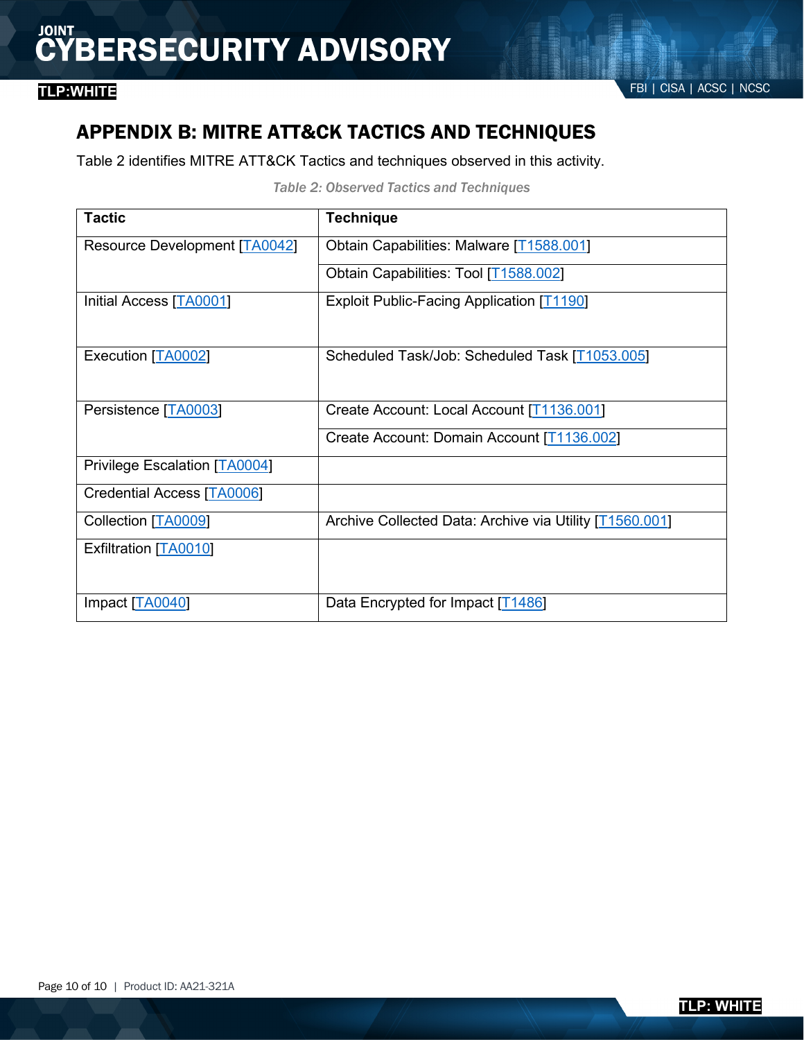## APPENDIX B: MITRE ATT&CK TACTICS AND TECHNIQUES

Table 2 identifies MITRE ATT&CK Tactics and techniques observed in this activity.

*Table 2: Observed Tactics and Techniques*

| Tactic | Technique |
|---|---|
| Resource Development [TA0042] | Obtain Capabilities: Malware [T1588.001] |
| | Obtain Capabilities: Tool [T1588.002] |
| Initial Access [TA0001] | Exploit Public-Facing Application [T1190] |
| Execution [TA0002] | Scheduled Task/Job: Scheduled Task [T1053.005] |
| Persistence [TA0003] | Create Account: Local Account [T1136.001] |
| | Create Account: Domain Account [T1136.002] |
| Privilege Escalation [TA0004] | |
| Credential Access [TA0006] | |
| Collection [TA0009] | Archive Collected Data: Archive via Utility [T1560.001] |
| Exfiltration [TA0010] | |
| Impact [TA0040] | Data Encrypted for Impact [T1486] |